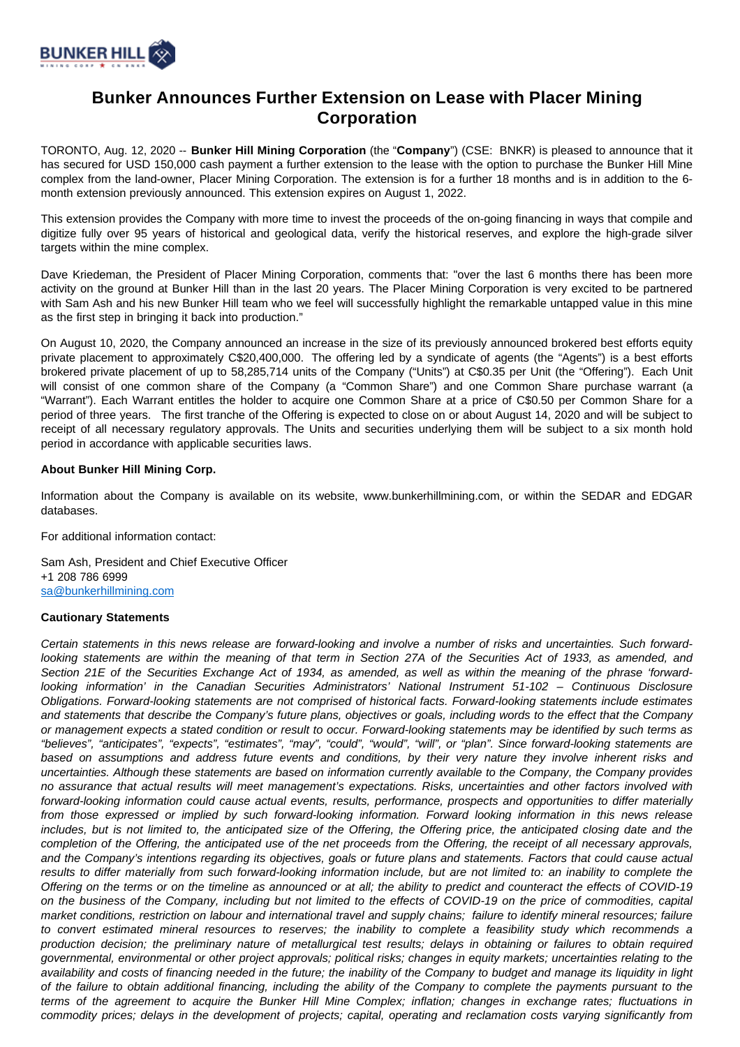# Bunker Announces Further Extension on Lease with Placer Mining Corporation

TORONTO, Aug. 12, 2020 -- **Bunker Hill Mining Corporation** (the "**Company**") (CSE:  BNKR) is pleased to announce that it has secured for USD 150,000 cash payment a further extension to the lease with the option to purchase the Bunker Hill Mine complex from the land-owner, Placer Mining Corporation. The extension is for a further 18 months and is in addition to the 6-month extension previously announced. This extension expires on August 1, 2022.

This extension provides the Company with more time to invest the proceeds of the on-going financing in ways that compile and digitize fully over 95 years of historical and geological data, verify the historical reserves, and explore the high-grade silver targets within the mine complex.

Dave Kriedeman, the President of Placer Mining Corporation, comments that: "over the last 6 months there has been more activity on the ground at Bunker Hill than in the last 20 years. The Placer Mining Corporation is very excited to be partnered with Sam Ash and his new Bunker Hill team who we feel will successfully highlight the remarkable untapped value in this mine as the first step in bringing it back into production."

On August 10, 2020, the Company announced an increase in the size of its previously announced brokered best efforts equity private placement to approximately C$20,400,000.  The offering led by a syndicate of agents (the "Agents") is a best efforts brokered private placement of up to 58,285,714 units of the Company ("Units") at C$0.35 per Unit (the "Offering").  Each Unit will consist of one common share of the Company (a "Common Share") and one Common Share purchase warrant (a "Warrant"). Each Warrant entitles the holder to acquire one Common Share at a price of C$0.50 per Common Share for a period of three years.   The first tranche of the Offering is expected to close on or about August 14, 2020 and will be subject to receipt of all necessary regulatory approvals. The Units and securities underlying them will be subject to a six month hold period in accordance with applicable securities laws.

**About Bunker Hill Mining Corp.**

Information about the Company is available on its website, www.bunkerhillmining.com, or within the SEDAR and EDGAR databases.

For additional information contact:

Sam Ash, President and Chief Executive Officer
+1 208 786 6999
sa@bunkerhillmining.com

**Cautionary Statements**

*Certain statements in this news release are forward-looking and involve a number of risks and uncertainties. Such forward-looking statements are within the meaning of that term in Section 27A of the Securities Act of 1933, as amended, and Section 21E of the Securities Exchange Act of 1934, as amended, as well as within the meaning of the phrase 'forward-looking information' in the Canadian Securities Administrators' National Instrument 51-102 – Continuous Disclosure Obligations. Forward-looking statements are not comprised of historical facts. Forward-looking statements include estimates and statements that describe the Company's future plans, objectives or goals, including words to the effect that the Company or management expects a stated condition or result to occur. Forward-looking statements may be identified by such terms as "believes", "anticipates", "expects", "estimates", "may", "could", "would", "will", or "plan". Since forward-looking statements are based on assumptions and address future events and conditions, by their very nature they involve inherent risks and uncertainties. Although these statements are based on information currently available to the Company, the Company provides no assurance that actual results will meet management's expectations. Risks, uncertainties and other factors involved with forward-looking information could cause actual events, results, performance, prospects and opportunities to differ materially from those expressed or implied by such forward-looking information. Forward looking information in this news release includes, but is not limited to, the anticipated size of the Offering, the Offering price, the anticipated closing date and the completion of the Offering, the anticipated use of the net proceeds from the Offering, the receipt of all necessary approvals, and the Company's intentions regarding its objectives, goals or future plans and statements. Factors that could cause actual results to differ materially from such forward-looking information include, but are not limited to: an inability to complete the Offering on the terms or on the timeline as announced or at all; the ability to predict and counteract the effects of COVID-19 on the business of the Company, including but not limited to the effects of COVID-19 on the price of commodities, capital market conditions, restriction on labour and international travel and supply chains;  failure to identify mineral resources; failure to convert estimated mineral resources to reserves; the inability to complete a feasibility study which recommends a production decision; the preliminary nature of metallurgical test results; delays in obtaining or failures to obtain required governmental, environmental or other project approvals; political risks; changes in equity markets; uncertainties relating to the availability and costs of financing needed in the future; the inability of the Company to budget and manage its liquidity in light of the failure to obtain additional financing, including the ability of the Company to complete the payments pursuant to the terms of the agreement to acquire the Bunker Hill Mine Complex; inflation; changes in exchange rates; fluctuations in commodity prices; delays in the development of projects; capital, operating and reclamation costs varying significantly from*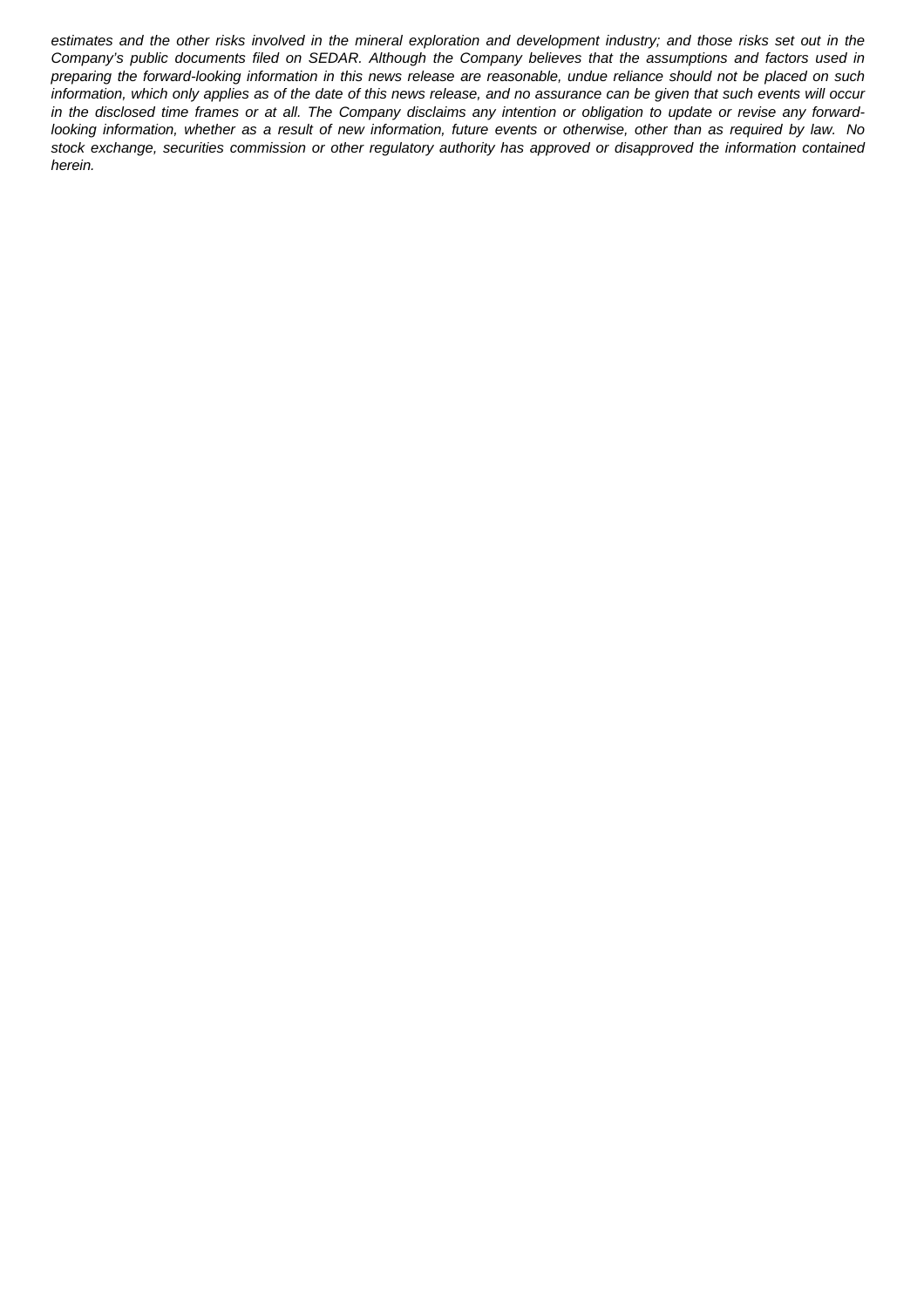*estimates and the other risks involved in the mineral exploration and development industry; and those risks set out in the Company's public documents filed on SEDAR. Although the Company believes that the assumptions and factors used in preparing the forward-looking information in this news release are reasonable, undue reliance should not be placed on such information, which only applies as of the date of this news release, and no assurance can be given that such events will occur in the disclosed time frames or at all. The Company disclaims any intention or obligation to update or revise any forward-looking information, whether as a result of new information, future events or otherwise, other than as required by law. No stock exchange, securities commission or other regulatory authority has approved or disapproved the information contained herein.*